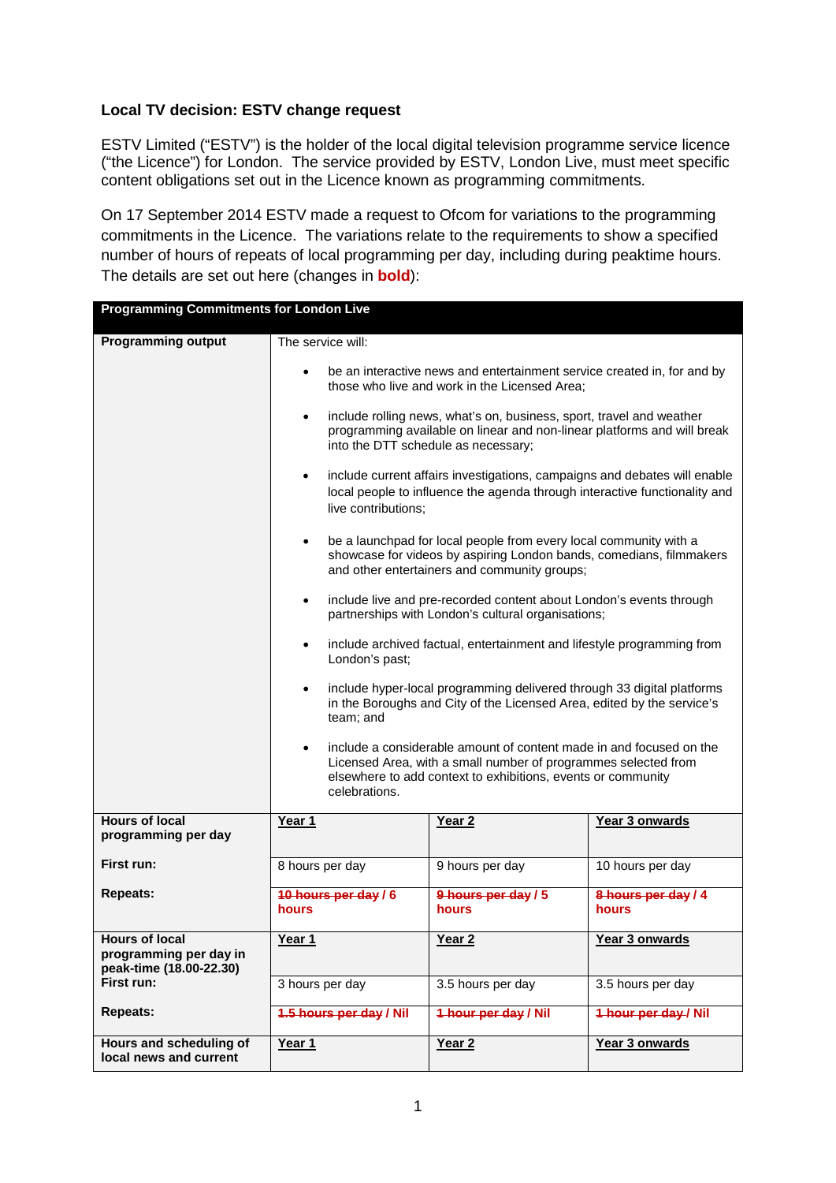**Local TV decision: ESTV change request**

ESTV Limited ("ESTV") is the holder of the local digital television programme service licence ("the Licence") for London. The service provided by ESTV, London Live, must meet specific content obligations set out in the Licence known as programming commitments.

On 17 September 2014 ESTV made a request to Ofcom for variations to the programming commitments in the Licence. The variations relate to the requirements to show a specified number of hours of repeats of local programming per day, including during peaktime hours. The details are set out here (changes in **bold**):

| Programming Commitments for London Live | | | |
|---|---|---|---|
| **Programming output** | The service will:<br>• be an interactive news and entertainment service created in, for and by those who live and work in the Licensed Area;<br>• include rolling news, what's on, business, sport, travel and weather programming available on linear and non-linear platforms and will break into the DTT schedule as necessary;<br>• include current affairs investigations, campaigns and debates will enable local people to influence the agenda through interactive functionality and live contributions;<br>• be a launchpad for local people from every local community with a showcase for videos by aspiring London bands, comedians, filmmakers and other entertainers and community groups;<br>• include live and pre-recorded content about London's events through partnerships with London's cultural organisations;<br>• include archived factual, entertainment and lifestyle programming from London's past;<br>• include hyper-local programming delivered through 33 digital platforms in the Boroughs and City of the Licensed Area, edited by the service's team; and<br>• include a considerable amount of content made in and focused on the Licensed Area, with a small number of programmes selected from elsewhere to add context to exhibitions, events or community celebrations. | | |
| **Hours of local programming per day** | **Year 1** | **Year 2** | **Year 3 onwards** |
| **First run:** | 8 hours per day | 9 hours per day | 10 hours per day |
| **Repeats:** | ~~**10 hours per day**~~ **/ 6 hours** | ~~**9 hours per day**~~ **/ 5 hours** | ~~**8 hours per day**~~ **/ 4 hours** |
| **Hours of local programming per day in peak-time (18.00-22.30)** | **Year 1** | **Year 2** | **Year 3 onwards** |
| **First run:** | 3 hours per day | 3.5 hours per day | 3.5 hours per day |
| **Repeats:** | ~~**1.5 hours per day**~~ **/ Nil** | ~~**1 hour per day**~~ **/ Nil** | ~~**1 hour per day**~~ **/ Nil** |
| **Hours and scheduling of local news and current** | **Year 1** | **Year 2** | **Year 3 onwards** |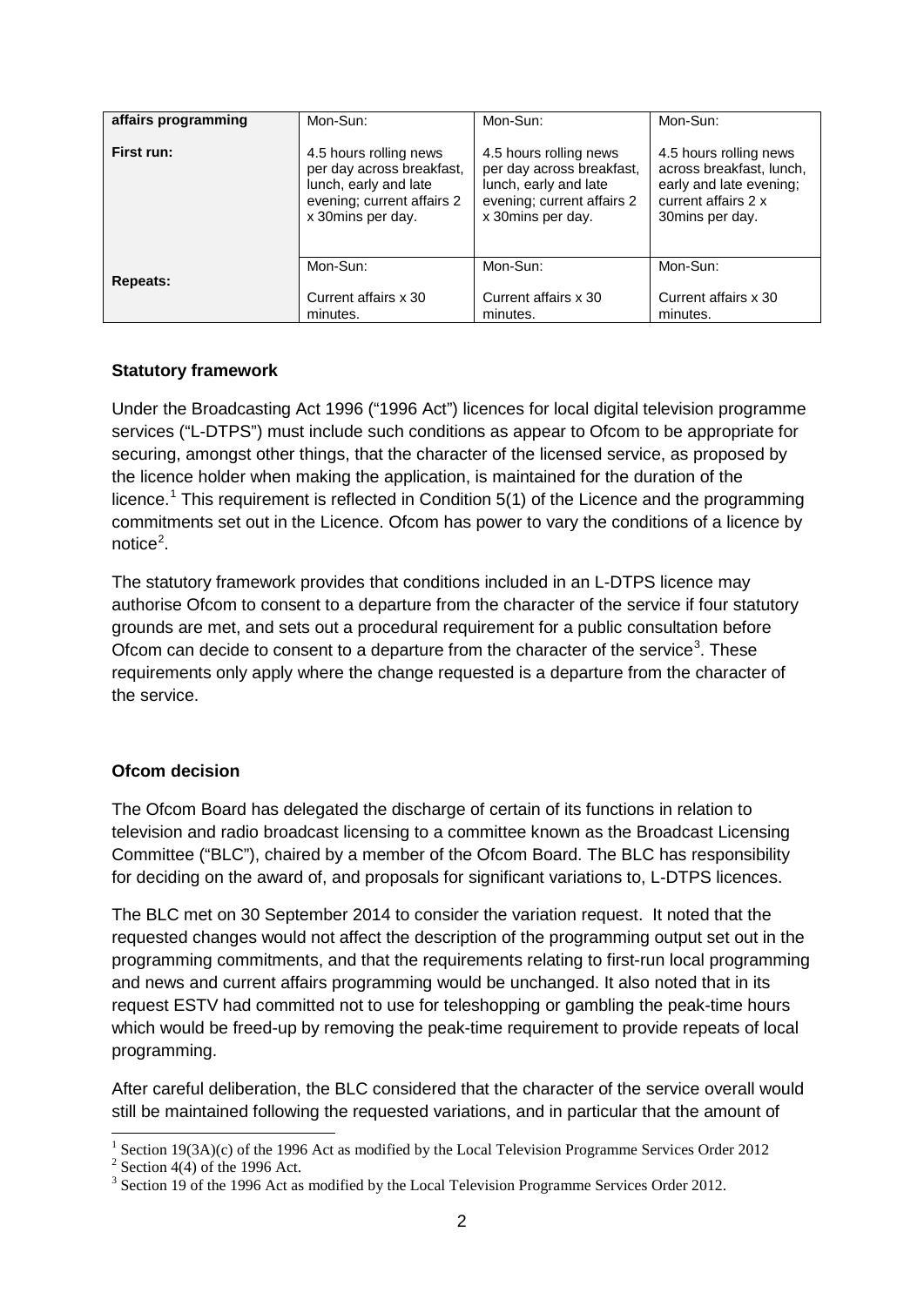| affairs programming | Mon-Sun: | Mon-Sun: | Mon-Sun: |
|---|---|---|---|
| **First run:** | 4.5 hours rolling news per day across breakfast, lunch, early and late evening; current affairs 2 x 30mins per day. | 4.5 hours rolling news per day across breakfast, lunch, early and late evening; current affairs 2 x 30mins per day. | 4.5 hours rolling news across breakfast, lunch, early and late evening; current affairs 2 x 30mins per day. |
| **Repeats:** | Mon-Sun: Current affairs x 30 minutes. | Mon-Sun: Current affairs x 30 minutes. | Mon-Sun: Current affairs x 30 minutes. |

**Statutory framework**

Under the Broadcasting Act 1996 ("1996 Act") licences for local digital television programme services ("L-DTPS") must include such conditions as appear to Ofcom to be appropriate for securing, amongst other things, that the character of the licensed service, as proposed by the licence holder when making the application, is maintained for the duration of the licence.[1] This requirement is reflected in Condition 5(1) of the Licence and the programming commitments set out in the Licence. Ofcom has power to vary the conditions of a licence by notice[2].

The statutory framework provides that conditions included in an L-DTPS licence may authorise Ofcom to consent to a departure from the character of the service if four statutory grounds are met, and sets out a procedural requirement for a public consultation before Ofcom can decide to consent to a departure from the character of the service[3]. These requirements only apply where the change requested is a departure from the character of the service.

**Ofcom decision**

The Ofcom Board has delegated the discharge of certain of its functions in relation to television and radio broadcast licensing to a committee known as the Broadcast Licensing Committee ("BLC"), chaired by a member of the Ofcom Board. The BLC has responsibility for deciding on the award of, and proposals for significant variations to, L-DTPS licences.

The BLC met on 30 September 2014 to consider the variation request. It noted that the requested changes would not affect the description of the programming output set out in the programming commitments, and that the requirements relating to first-run local programming and news and current affairs programming would be unchanged. It also noted that in its request ESTV had committed not to use for teleshopping or gambling the peak-time hours which would be freed-up by removing the peak-time requirement to provide repeats of local programming.

After careful deliberation, the BLC considered that the character of the service overall would still be maintained following the requested variations, and in particular that the amount of

[1] Section 19(3A)(c) of the 1996 Act as modified by the Local Television Programme Services Order 2012

[2] Section 4(4) of the 1996 Act.

[3] Section 19 of the 1996 Act as modified by the Local Television Programme Services Order 2012.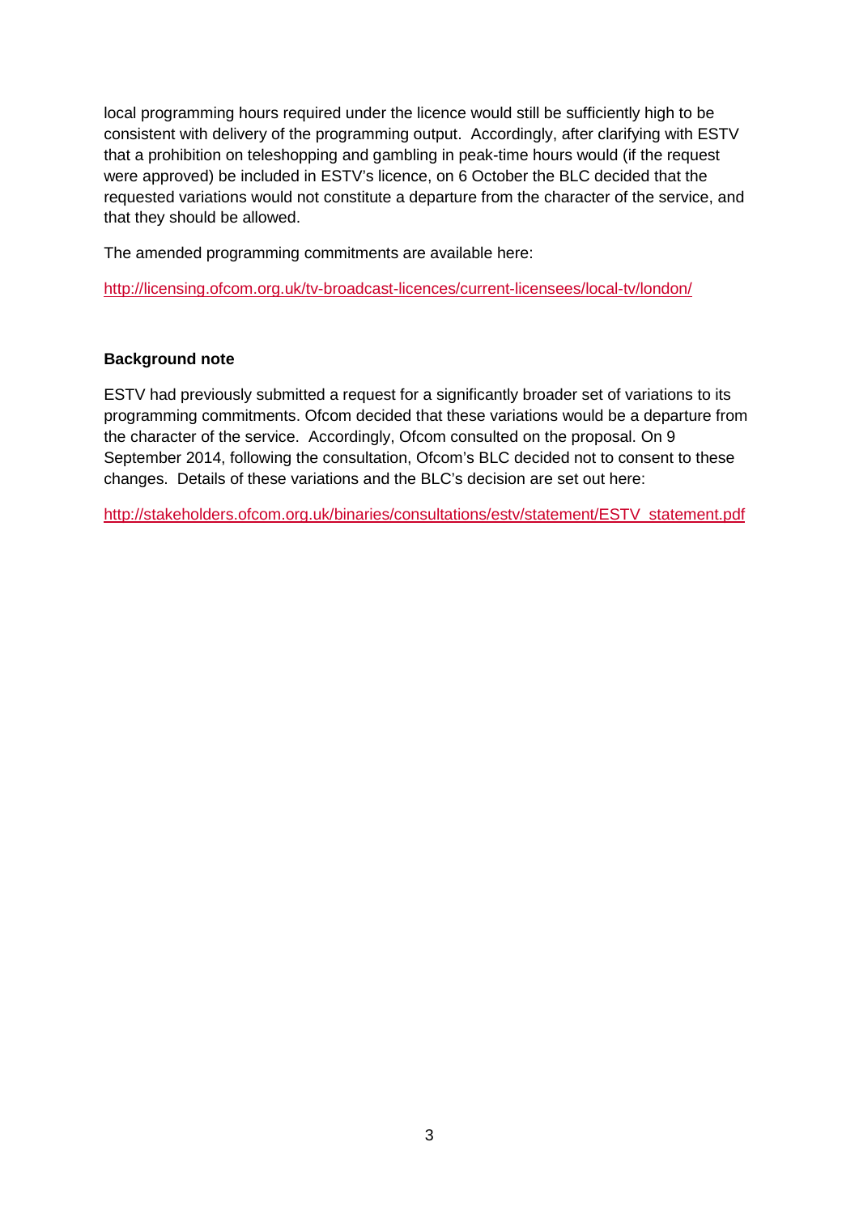local programming hours required under the licence would still be sufficiently high to be consistent with delivery of the programming output. Accordingly, after clarifying with ESTV that a prohibition on teleshopping and gambling in peak-time hours would (if the request were approved) be included in ESTV's licence, on 6 October the BLC decided that the requested variations would not constitute a departure from the character of the service, and that they should be allowed.

The amended programming commitments are available here:

http://licensing.ofcom.org.uk/tv-broadcast-licences/current-licensees/local-tv/london/

**Background note**

ESTV had previously submitted a request for a significantly broader set of variations to its programming commitments. Ofcom decided that these variations would be a departure from the character of the service. Accordingly, Ofcom consulted on the proposal. On 9 September 2014, following the consultation, Ofcom's BLC decided not to consent to these changes. Details of these variations and the BLC's decision are set out here:

http://stakeholders.ofcom.org.uk/binaries/consultations/estv/statement/ESTV_statement.pdf